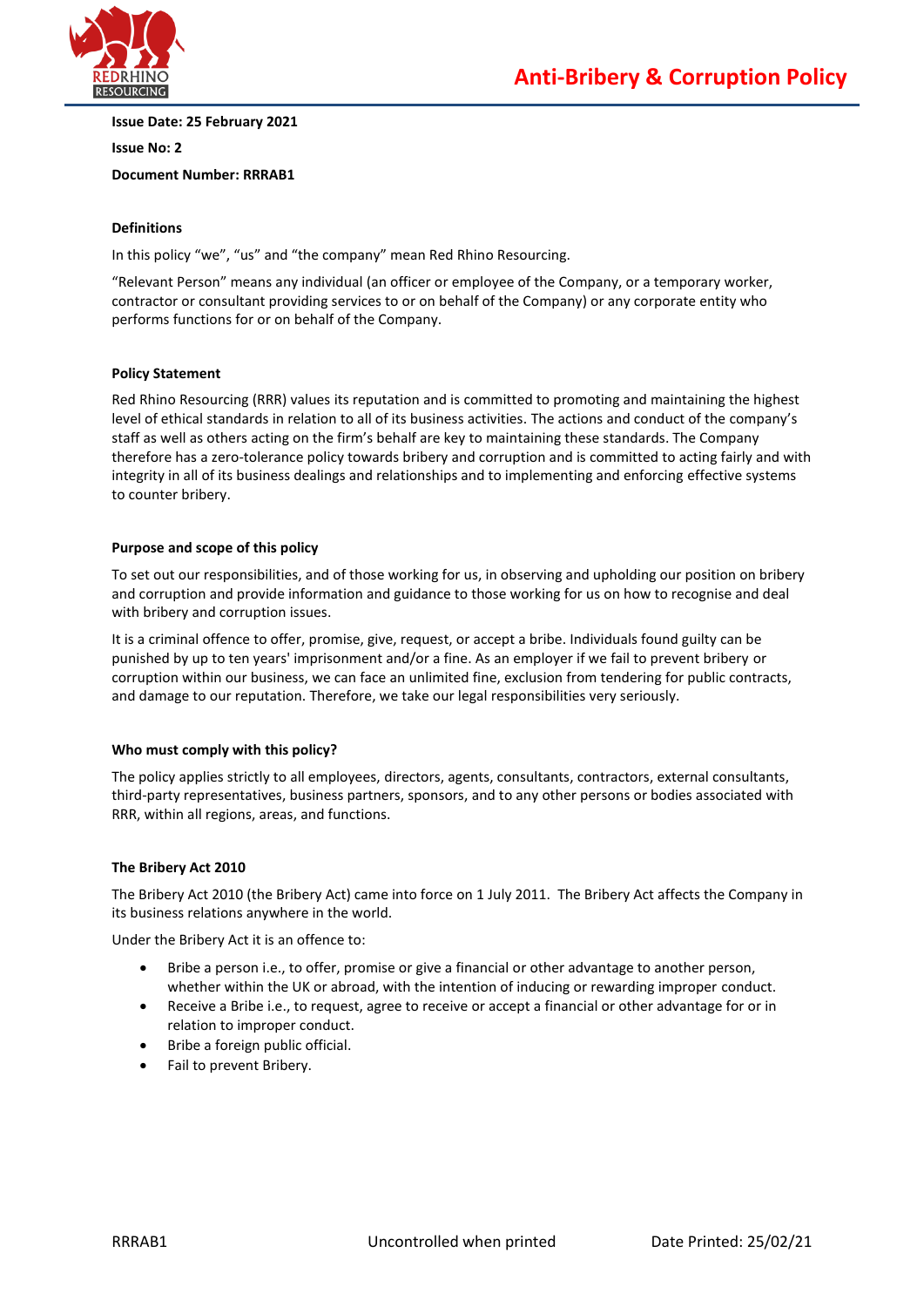# Anti-Bribery & Corruption Policy

**Issue Date: 25 February 2021**

**Issue No: 2**

**Document Number: RRRAB1**

### Definitions

In this policy "we", "us" and "the company" mean Red Rhino Resourcing.

"Relevant Person" means any individual (an officer or employee of the Company, or a temporary worker, contractor or consultant providing services to or on behalf of the Company) or any corporate entity who performs functions for or on behalf of the Company.

### Policy Statement

Red Rhino Resourcing (RRR) values its reputation and is committed to promoting and maintaining the highest level of ethical standards in relation to all of its business activities. The actions and conduct of the company's staff as well as others acting on the firm's behalf are key to maintaining these standards. The Company therefore has a zero-tolerance policy towards bribery and corruption and is committed to acting fairly and with integrity in all of its business dealings and relationships and to implementing and enforcing effective systems to counter bribery.

### Purpose and scope of this policy

To set out our responsibilities, and of those working for us, in observing and upholding our position on bribery and corruption and provide information and guidance to those working for us on how to recognise and deal with bribery and corruption issues.

It is a criminal offence to offer, promise, give, request, or accept a bribe. Individuals found guilty can be punished by up to ten years' imprisonment and/or a fine. As an employer if we fail to prevent bribery or corruption within our business, we can face an unlimited fine, exclusion from tendering for public contracts, and damage to our reputation. Therefore, we take our legal responsibilities very seriously.

### Who must comply with this policy?

The policy applies strictly to all employees, directors, agents, consultants, contractors, external consultants, third-party representatives, business partners, sponsors, and to any other persons or bodies associated with RRR, within all regions, areas, and functions.

### The Bribery Act 2010

The Bribery Act 2010 (the Bribery Act) came into force on 1 July 2011. The Bribery Act affects the Company in its business relations anywhere in the world.

Under the Bribery Act it is an offence to:

- Bribe a person i.e., to offer, promise or give a financial or other advantage to another person, whether within the UK or abroad, with the intention of inducing or rewarding improper conduct.
- Receive a Bribe i.e., to request, agree to receive or accept a financial or other advantage for or in relation to improper conduct.
- Bribe a foreign public official.
- Fail to prevent Bribery.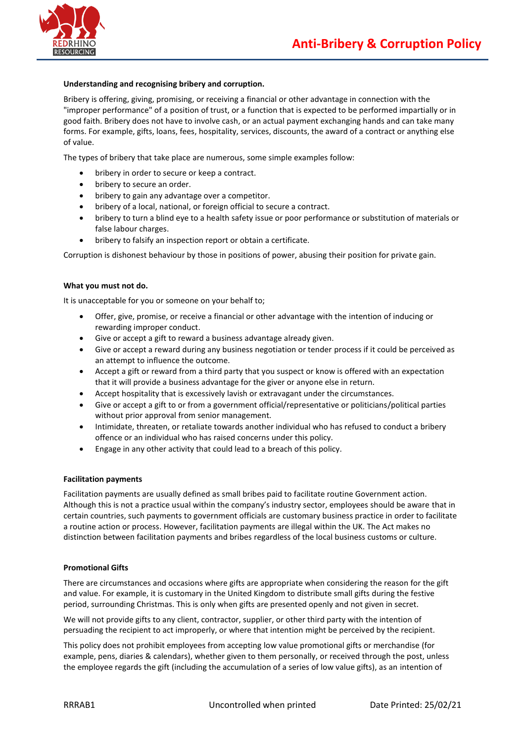**Understanding and recognising bribery and corruption.**

Bribery is offering, giving, promising, or receiving a financial or other advantage in connection with the "improper performance" of a position of trust, or a function that is expected to be performed impartially or in good faith. Bribery does not have to involve cash, or an actual payment exchanging hands and can take many forms. For example, gifts, loans, fees, hospitality, services, discounts, the award of a contract or anything else of value.

The types of bribery that take place are numerous, some simple examples follow:

- bribery in order to secure or keep a contract.
- bribery to secure an order.
- bribery to gain any advantage over a competitor.
- bribery of a local, national, or foreign official to secure a contract.
- bribery to turn a blind eye to a health safety issue or poor performance or substitution of materials or false labour charges.
- bribery to falsify an inspection report or obtain a certificate.

Corruption is dishonest behaviour by those in positions of power, abusing their position for private gain.

**What you must not do.**

It is unacceptable for you or someone on your behalf to;

- Offer, give, promise, or receive a financial or other advantage with the intention of inducing or rewarding improper conduct.
- Give or accept a gift to reward a business advantage already given.
- Give or accept a reward during any business negotiation or tender process if it could be perceived as an attempt to influence the outcome.
- Accept a gift or reward from a third party that you suspect or know is offered with an expectation that it will provide a business advantage for the giver or anyone else in return.
- Accept hospitality that is excessively lavish or extravagant under the circumstances.
- Give or accept a gift to or from a government official/representative or politicians/political parties without prior approval from senior management.
- Intimidate, threaten, or retaliate towards another individual who has refused to conduct a bribery offence or an individual who has raised concerns under this policy.
- Engage in any other activity that could lead to a breach of this policy.

**Facilitation payments**

Facilitation payments are usually defined as small bribes paid to facilitate routine Government action. Although this is not a practice usual within the company's industry sector, employees should be aware that in certain countries, such payments to government officials are customary business practice in order to facilitate a routine action or process. However, facilitation payments are illegal within the UK. The Act makes no distinction between facilitation payments and bribes regardless of the local business customs or culture.

**Promotional Gifts**

There are circumstances and occasions where gifts are appropriate when considering the reason for the gift and value. For example, it is customary in the United Kingdom to distribute small gifts during the festive period, surrounding Christmas. This is only when gifts are presented openly and not given in secret.

We will not provide gifts to any client, contractor, supplier, or other third party with the intention of persuading the recipient to act improperly, or where that intention might be perceived by the recipient.

This policy does not prohibit employees from accepting low value promotional gifts or merchandise (for example, pens, diaries & calendars), whether given to them personally, or received through the post, unless the employee regards the gift (including the accumulation of a series of low value gifts), as an intention of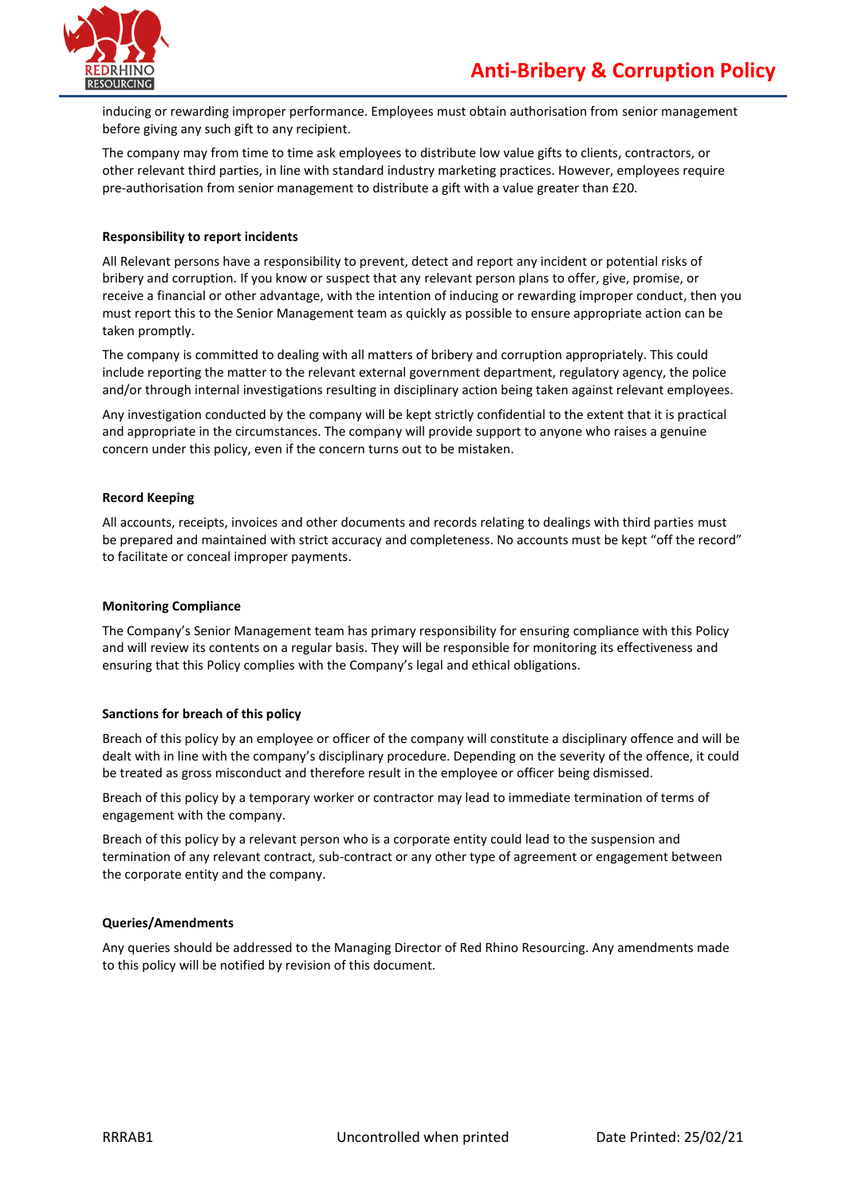inducing or rewarding improper performance. Employees must obtain authorisation from senior management before giving any such gift to any recipient.

The company may from time to time ask employees to distribute low value gifts to clients, contractors, or other relevant third parties, in line with standard industry marketing practices. However, employees require pre-authorisation from senior management to distribute a gift with a value greater than £20.

**Responsibility to report incidents**

All Relevant persons have a responsibility to prevent, detect and report any incident or potential risks of bribery and corruption. If you know or suspect that any relevant person plans to offer, give, promise, or receive a financial or other advantage, with the intention of inducing or rewarding improper conduct, then you must report this to the Senior Management team as quickly as possible to ensure appropriate action can be taken promptly.

The company is committed to dealing with all matters of bribery and corruption appropriately. This could include reporting the matter to the relevant external government department, regulatory agency, the police and/or through internal investigations resulting in disciplinary action being taken against relevant employees.

Any investigation conducted by the company will be kept strictly confidential to the extent that it is practical and appropriate in the circumstances. The company will provide support to anyone who raises a genuine concern under this policy, even if the concern turns out to be mistaken.

**Record Keeping**

All accounts, receipts, invoices and other documents and records relating to dealings with third parties must be prepared and maintained with strict accuracy and completeness. No accounts must be kept "off the record" to facilitate or conceal improper payments.

**Monitoring Compliance**

The Company's Senior Management team has primary responsibility for ensuring compliance with this Policy and will review its contents on a regular basis. They will be responsible for monitoring its effectiveness and ensuring that this Policy complies with the Company's legal and ethical obligations.

**Sanctions for breach of this policy**

Breach of this policy by an employee or officer of the company will constitute a disciplinary offence and will be dealt with in line with the company's disciplinary procedure. Depending on the severity of the offence, it could be treated as gross misconduct and therefore result in the employee or officer being dismissed.

Breach of this policy by a temporary worker or contractor may lead to immediate termination of terms of engagement with the company.

Breach of this policy by a relevant person who is a corporate entity could lead to the suspension and termination of any relevant contract, sub-contract or any other type of agreement or engagement between the corporate entity and the company.

**Queries/Amendments**

Any queries should be addressed to the Managing Director of Red Rhino Resourcing. Any amendments made to this policy will be notified by revision of this document.